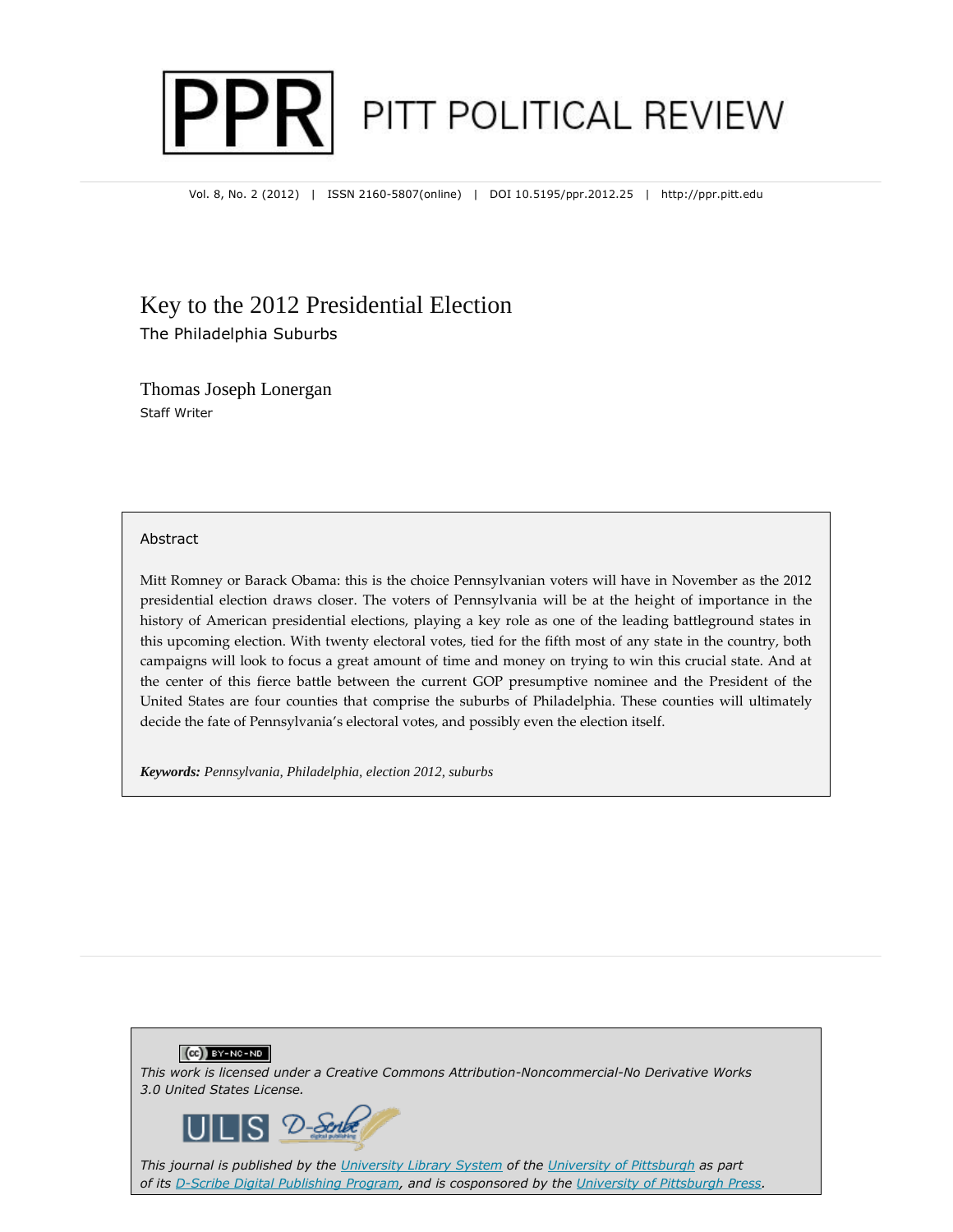# PITT POLITICAL REVIEW

Vol. 8, No. 2 (2012) | ISSN 2160-5807(online) | DOI 10.5195/ppr.2012.25 | http://ppr.pitt.edu

## Key to the 2012 Presidential Election

### The Philadelphia Suburbs

Thomas Joseph Lonergan
Staff Writer

### Abstract

Mitt Romney or Barack Obama: this is the choice Pennsylvanian voters will have in November as the 2012 presidential election draws closer. The voters of Pennsylvania will be at the height of importance in the history of American presidential elections, playing a key role as one of the leading battleground states in this upcoming election. With twenty electoral votes, tied for the fifth most of any state in the country, both campaigns will look to focus a great amount of time and money on trying to win this crucial state. And at the center of this fierce battle between the current GOP presumptive nominee and the President of the United States are four counties that comprise the suburbs of Philadelphia. These counties will ultimately decide the fate of Pennsylvania's electoral votes, and possibly even the election itself.

***Keywords:*** *Pennsylvania, Philadelphia, election 2012, suburbs*

*This work is licensed under a Creative Commons Attribution-Noncommercial-No Derivative Works 3.0 United States License.*

*This journal is published by the University Library System of the University of Pittsburgh as part of its D-Scribe Digital Publishing Program, and is cosponsored by the University of Pittsburgh Press.*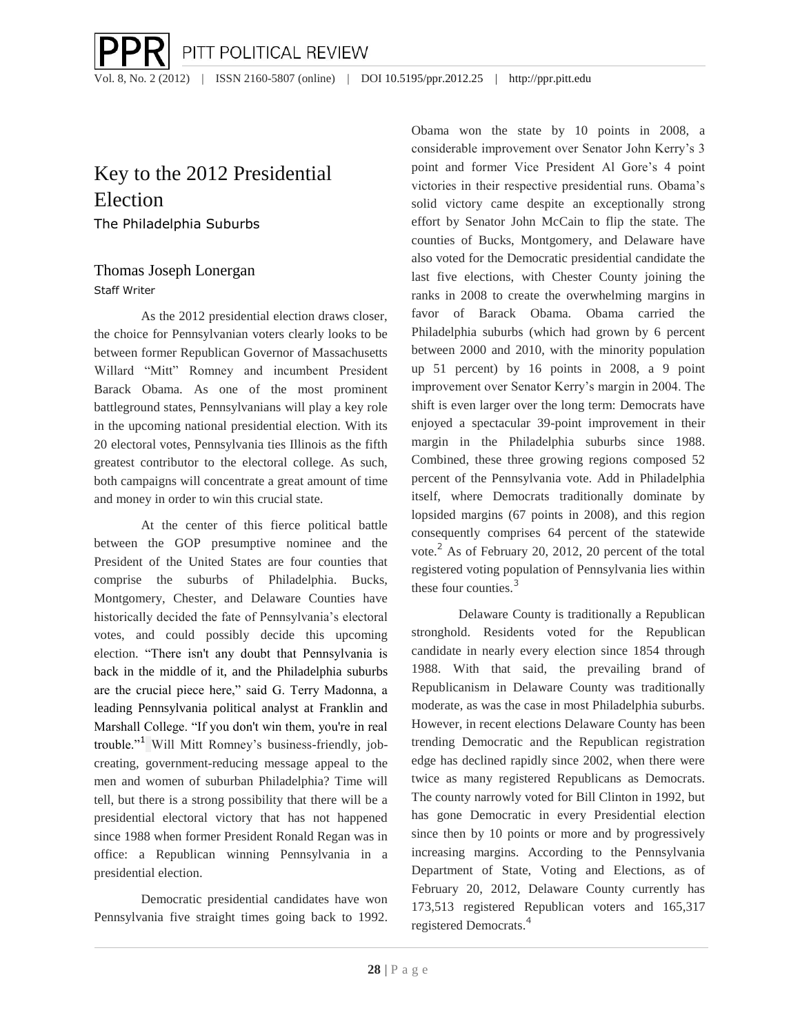# Key to the 2012 Presidential Election

The Philadelphia Suburbs

## Thomas Joseph Lonergan

Staff Writer

As the 2012 presidential election draws closer, the choice for Pennsylvanian voters clearly looks to be between former Republican Governor of Massachusetts Willard "Mitt" Romney and incumbent President Barack Obama. As one of the most prominent battleground states, Pennsylvanians will play a key role in the upcoming national presidential election. With its 20 electoral votes, Pennsylvania ties Illinois as the fifth greatest contributor to the electoral college. As such, both campaigns will concentrate a great amount of time and money in order to win this crucial state.

At the center of this fierce political battle between the GOP presumptive nominee and the President of the United States are four counties that comprise the suburbs of Philadelphia. Bucks, Montgomery, Chester, and Delaware Counties have historically decided the fate of Pennsylvania's electoral votes, and could possibly decide this upcoming election. "There isn't any doubt that Pennsylvania is back in the middle of it, and the Philadelphia suburbs are the crucial piece here," said G. Terry Madonna, a leading Pennsylvania political analyst at Franklin and Marshall College. "If you don't win them, you're in real trouble."[1] Will Mitt Romney's business-friendly, job-creating, government-reducing message appeal to the men and women of suburban Philadelphia? Time will tell, but there is a strong possibility that there will be a presidential electoral victory that has not happened since 1988 when former President Ronald Regan was in office: a Republican winning Pennsylvania in a presidential election.

Democratic presidential candidates have won Pennsylvania five straight times going back to 1992. Obama won the state by 10 points in 2008, a considerable improvement over Senator John Kerry's 3 point and former Vice President Al Gore's 4 point victories in their respective presidential runs. Obama's solid victory came despite an exceptionally strong effort by Senator John McCain to flip the state. The counties of Bucks, Montgomery, and Delaware have also voted for the Democratic presidential candidate the last five elections, with Chester County joining the ranks in 2008 to create the overwhelming margins in favor of Barack Obama. Obama carried the Philadelphia suburbs (which had grown by 6 percent between 2000 and 2010, with the minority population up 51 percent) by 16 points in 2008, a 9 point improvement over Senator Kerry's margin in 2004. The shift is even larger over the long term: Democrats have enjoyed a spectacular 39-point improvement in their margin in the Philadelphia suburbs since 1988. Combined, these three growing regions composed 52 percent of the Pennsylvania vote. Add in Philadelphia itself, where Democrats traditionally dominate by lopsided margins (67 points in 2008), and this region consequently comprises 64 percent of the statewide vote.[2] As of February 20, 2012, 20 percent of the total registered voting population of Pennsylvania lies within these four counties.[3]

Delaware County is traditionally a Republican stronghold. Residents voted for the Republican candidate in nearly every election since 1854 through 1988. With that said, the prevailing brand of Republicanism in Delaware County was traditionally moderate, as was the case in most Philadelphia suburbs. However, in recent elections Delaware County has been trending Democratic and the Republican registration edge has declined rapidly since 2002, when there were twice as many registered Republicans as Democrats. The county narrowly voted for Bill Clinton in 1992, but has gone Democratic in every Presidential election since then by 10 points or more and by progressively increasing margins. According to the Pennsylvania Department of State, Voting and Elections, as of February 20, 2012, Delaware County currently has 173,513 registered Republican voters and 165,317 registered Democrats.[4]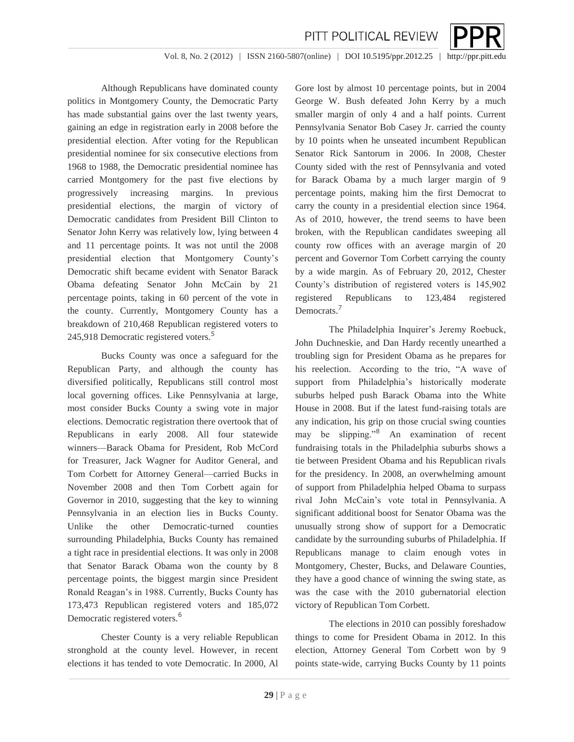Although Republicans have dominated county politics in Montgomery County, the Democratic Party has made substantial gains over the last twenty years, gaining an edge in registration early in 2008 before the presidential election. After voting for the Republican presidential nominee for six consecutive elections from 1968 to 1988, the Democratic presidential nominee has carried Montgomery for the past five elections by progressively increasing margins. In previous presidential elections, the margin of victory of Democratic candidates from President Bill Clinton to Senator John Kerry was relatively low, lying between 4 and 11 percentage points. It was not until the 2008 presidential election that Montgomery County's Democratic shift became evident with Senator Barack Obama defeating Senator John McCain by 21 percentage points, taking in 60 percent of the vote in the county. Currently, Montgomery County has a breakdown of 210,468 Republican registered voters to 245,918 Democratic registered voters.[5]

Bucks County was once a safeguard for the Republican Party, and although the county has diversified politically, Republicans still control most local governing offices. Like Pennsylvania at large, most consider Bucks County a swing vote in major elections. Democratic registration there overtook that of Republicans in early 2008. All four statewide winners—Barack Obama for President, Rob McCord for Treasurer, Jack Wagner for Auditor General, and Tom Corbett for Attorney General—carried Bucks in November 2008 and then Tom Corbett again for Governor in 2010, suggesting that the key to winning Pennsylvania in an election lies in Bucks County. Unlike the other Democratic-turned counties surrounding Philadelphia, Bucks County has remained a tight race in presidential elections. It was only in 2008 that Senator Barack Obama won the county by 8 percentage points, the biggest margin since President Ronald Reagan's in 1988. Currently, Bucks County has 173,473 Republican registered voters and 185,072 Democratic registered voters.[6]

Chester County is a very reliable Republican stronghold at the county level. However, in recent elections it has tended to vote Democratic. In 2000, Al Gore lost by almost 10 percentage points, but in 2004 George W. Bush defeated John Kerry by a much smaller margin of only 4 and a half points. Current Pennsylvania Senator Bob Casey Jr. carried the county by 10 points when he unseated incumbent Republican Senator Rick Santorum in 2006. In 2008, Chester County sided with the rest of Pennsylvania and voted for Barack Obama by a much larger margin of 9 percentage points, making him the first Democrat to carry the county in a presidential election since 1964. As of 2010, however, the trend seems to have been broken, with the Republican candidates sweeping all county row offices with an average margin of 20 percent and Governor Tom Corbett carrying the county by a wide margin. As of February 20, 2012, Chester County's distribution of registered voters is 145,902 registered Republicans to 123,484 registered Democrats.[7]

The Philadelphia Inquirer's Jeremy Roebuck, John Duchneskie, and Dan Hardy recently unearthed a troubling sign for President Obama as he prepares for his reelection. According to the trio, "A wave of support from Philadelphia's historically moderate suburbs helped push Barack Obama into the White House in 2008. But if the latest fund-raising totals are any indication, his grip on those crucial swing counties may be slipping."[8] An examination of recent fundraising totals in the Philadelphia suburbs shows a tie between President Obama and his Republican rivals for the presidency. In 2008, an overwhelming amount of support from Philadelphia helped Obama to surpass rival John McCain's vote total in Pennsylvania. A significant additional boost for Senator Obama was the unusually strong show of support for a Democratic candidate by the surrounding suburbs of Philadelphia. If Republicans manage to claim enough votes in Montgomery, Chester, Bucks, and Delaware Counties, they have a good chance of winning the swing state, as was the case with the 2010 gubernatorial election victory of Republican Tom Corbett.

The elections in 2010 can possibly foreshadow things to come for President Obama in 2012. In this election, Attorney General Tom Corbett won by 9 points state-wide, carrying Bucks County by 11 points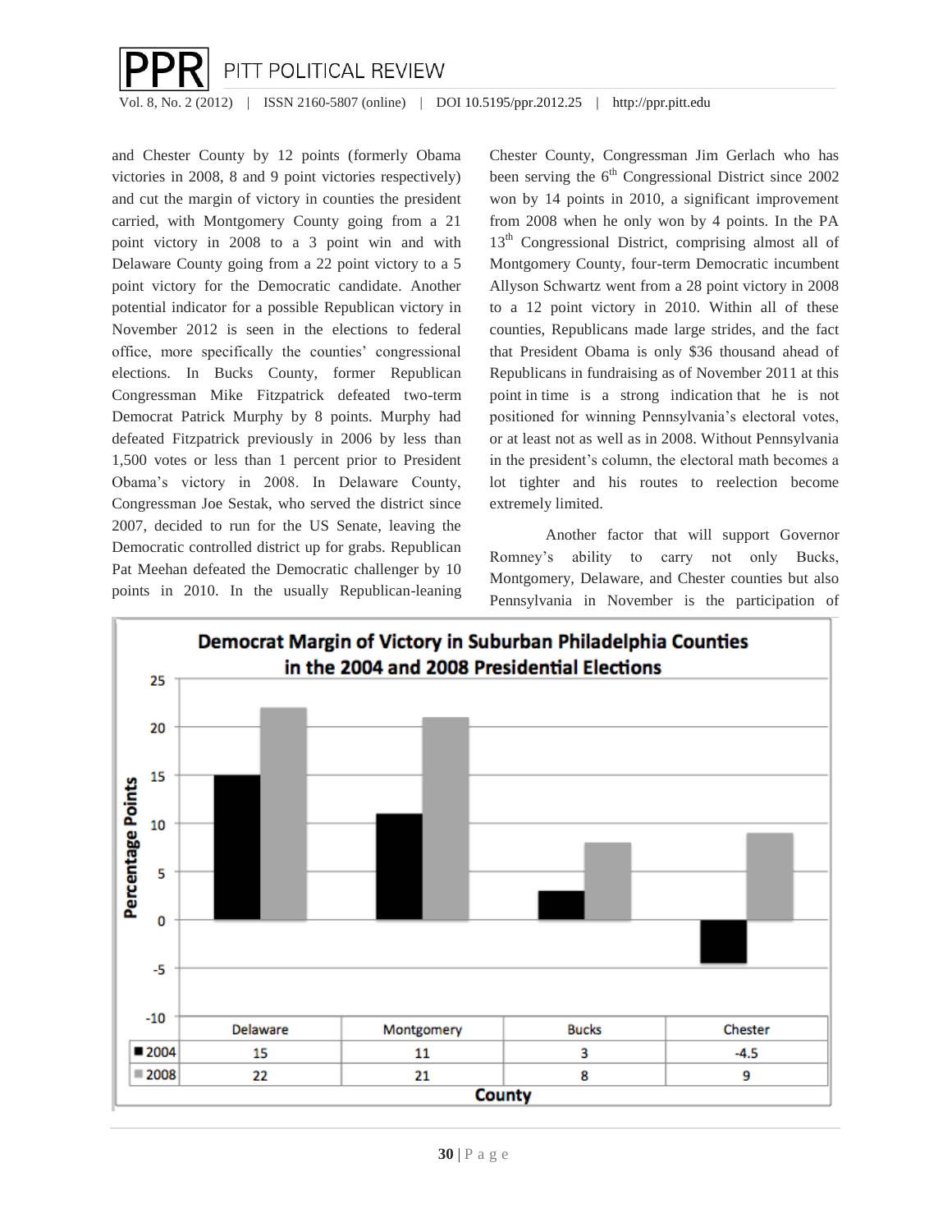and Chester County by 12 points (formerly Obama victories in 2008, 8 and 9 point victories respectively) and cut the margin of victory in counties the president carried, with Montgomery County going from a 21 point victory in 2008 to a 3 point win and with Delaware County going from a 22 point victory to a 5 point victory for the Democratic candidate. Another potential indicator for a possible Republican victory in November 2012 is seen in the elections to federal office, more specifically the counties' congressional elections. In Bucks County, former Republican Congressman Mike Fitzpatrick defeated two-term Democrat Patrick Murphy by 8 points. Murphy had defeated Fitzpatrick previously in 2006 by less than 1,500 votes or less than 1 percent prior to President Obama's victory in 2008. In Delaware County, Congressman Joe Sestak, who served the district since 2007, decided to run for the US Senate, leaving the Democratic controlled district up for grabs. Republican Pat Meehan defeated the Democratic challenger by 10 points in 2010. In the usually Republican-leaning Chester County, Congressman Jim Gerlach who has been serving the 6th Congressional District since 2002 won by 14 points in 2010, a significant improvement from 2008 when he only won by 4 points. In the PA 13th Congressional District, comprising almost all of Montgomery County, four-term Democratic incumbent Allyson Schwartz went from a 28 point victory in 2008 to a 12 point victory in 2010. Within all of these counties, Republicans made large strides, and the fact that President Obama is only $36 thousand ahead of Republicans in fundraising as of November 2011 at this point in time is a strong indication that he is not positioned for winning Pennsylvania's electoral votes, or at least not as well as in 2008. Without Pennsylvania in the president's column, the electoral math becomes a lot tighter and his routes to reelection become extremely limited.

Another factor that will support Governor Romney's ability to carry not only Bucks, Montgomery, Delaware, and Chester counties but also Pennsylvania in November is the participation of

**Democrat Margin of Victory in Suburban Philadelphia Counties in the 2004 and 2008 Presidential Elections**

| County | Delaware | Montgomery | Bucks | Chester |
|---|---|---|---|---|
| 2004 | 15 | 11 | 3 | -4.5 |
| 2008 | 22 | 21 | 8 | 9 |

Percentage Points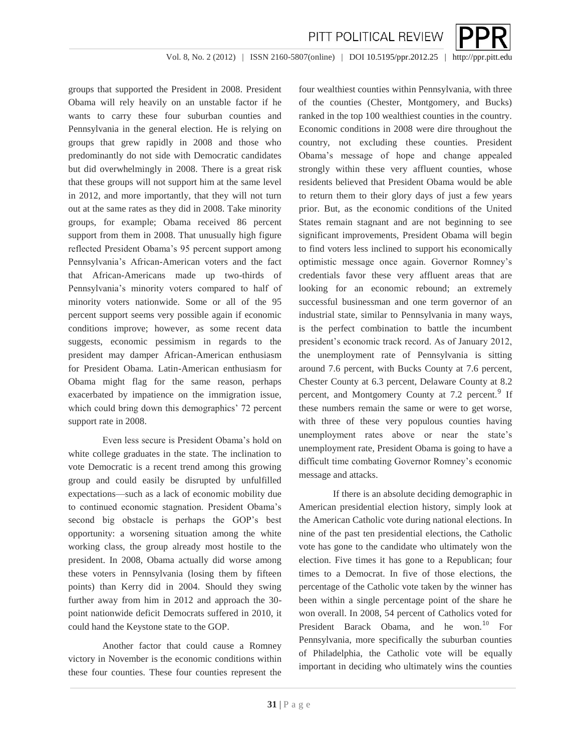groups that supported the President in 2008. President Obama will rely heavily on an unstable factor if he wants to carry these four suburban counties and Pennsylvania in the general election. He is relying on groups that grew rapidly in 2008 and those who predominantly do not side with Democratic candidates but did overwhelmingly in 2008. There is a great risk that these groups will not support him at the same level in 2012, and more importantly, that they will not turn out at the same rates as they did in 2008. Take minority groups, for example; Obama received 86 percent support from them in 2008. That unusually high figure reflected President Obama's 95 percent support among Pennsylvania's African-American voters and the fact that African-Americans made up two-thirds of Pennsylvania's minority voters compared to half of minority voters nationwide. Some or all of the 95 percent support seems very possible again if economic conditions improve; however, as some recent data suggests, economic pessimism in regards to the president may damper African-American enthusiasm for President Obama. Latin-American enthusiasm for Obama might flag for the same reason, perhaps exacerbated by impatience on the immigration issue, which could bring down this demographics' 72 percent support rate in 2008.

Even less secure is President Obama's hold on white college graduates in the state. The inclination to vote Democratic is a recent trend among this growing group and could easily be disrupted by unfulfilled expectations—such as a lack of economic mobility due to continued economic stagnation. President Obama's second big obstacle is perhaps the GOP's best opportunity: a worsening situation among the white working class, the group already most hostile to the president. In 2008, Obama actually did worse among these voters in Pennsylvania (losing them by fifteen points) than Kerry did in 2004. Should they swing further away from him in 2012 and approach the 30-point nationwide deficit Democrats suffered in 2010, it could hand the Keystone state to the GOP.

Another factor that could cause a Romney victory in November is the economic conditions within these four counties. These four counties represent the four wealthiest counties within Pennsylvania, with three of the counties (Chester, Montgomery, and Bucks) ranked in the top 100 wealthiest counties in the country. Economic conditions in 2008 were dire throughout the country, not excluding these counties. President Obama's message of hope and change appealed strongly within these very affluent counties, whose residents believed that President Obama would be able to return them to their glory days of just a few years prior. But, as the economic conditions of the United States remain stagnant and are not beginning to see significant improvements, President Obama will begin to find voters less inclined to support his economically optimistic message once again. Governor Romney's credentials favor these very affluent areas that are looking for an economic rebound; an extremely successful businessman and one term governor of an industrial state, similar to Pennsylvania in many ways, is the perfect combination to battle the incumbent president's economic track record. As of January 2012, the unemployment rate of Pennsylvania is sitting around 7.6 percent, with Bucks County at 7.6 percent, Chester County at 6.3 percent, Delaware County at 8.2 percent, and Montgomery County at 7.2 percent.[9] If these numbers remain the same or were to get worse, with three of these very populous counties having unemployment rates above or near the state's unemployment rate, President Obama is going to have a difficult time combating Governor Romney's economic message and attacks.

If there is an absolute deciding demographic in American presidential election history, simply look at the American Catholic vote during national elections. In nine of the past ten presidential elections, the Catholic vote has gone to the candidate who ultimately won the election. Five times it has gone to a Republican; four times to a Democrat. In five of those elections, the percentage of the Catholic vote taken by the winner has been within a single percentage point of the share he won overall. In 2008, 54 percent of Catholics voted for President Barack Obama, and he won.[10] For Pennsylvania, more specifically the suburban counties of Philadelphia, the Catholic vote will be equally important in deciding who ultimately wins the counties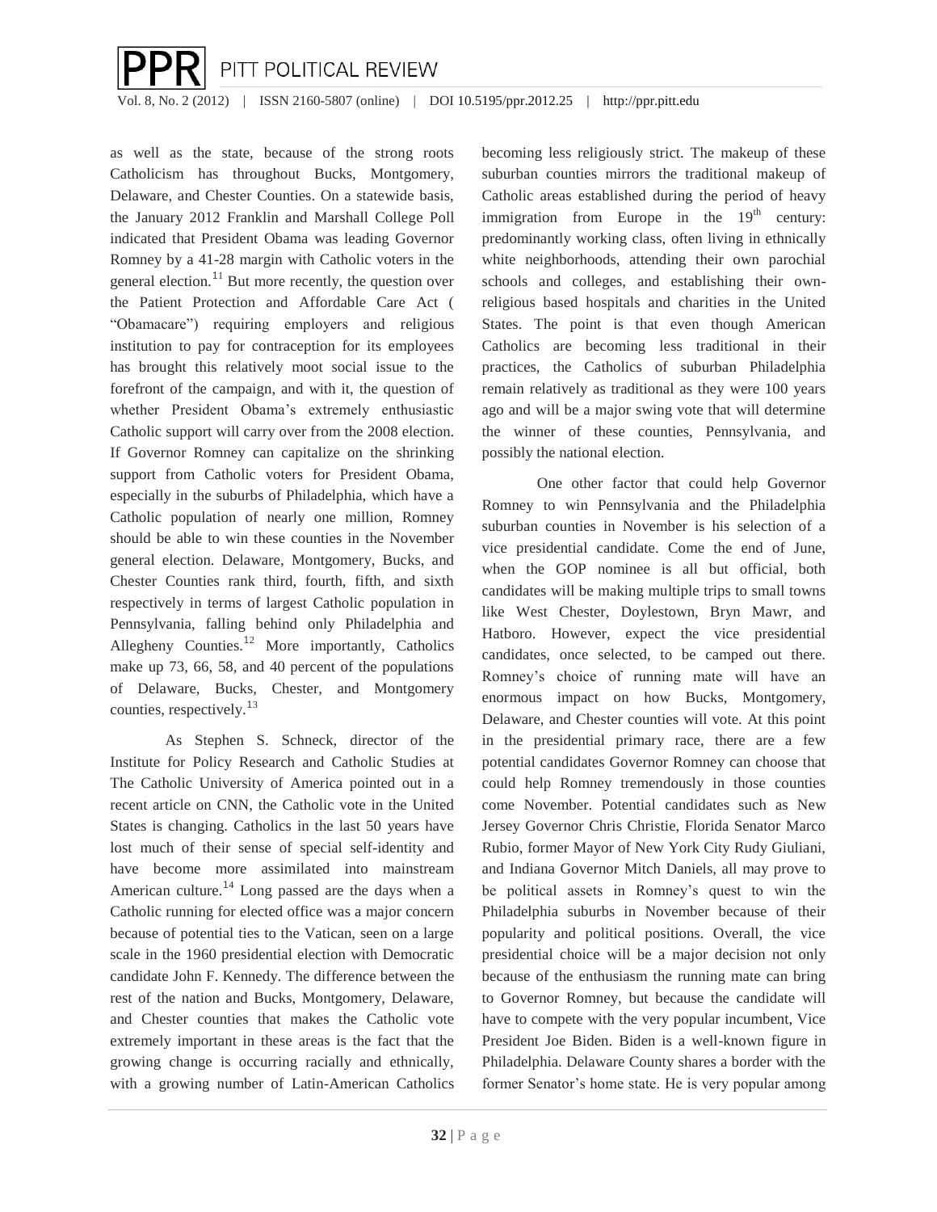as well as the state, because of the strong roots Catholicism has throughout Bucks, Montgomery, Delaware, and Chester Counties. On a statewide basis, the January 2012 Franklin and Marshall College Poll indicated that President Obama was leading Governor Romney by a 41-28 margin with Catholic voters in the general election.[11] But more recently, the question over the Patient Protection and Affordable Care Act ( "Obamacare") requiring employers and religious institution to pay for contraception for its employees has brought this relatively moot social issue to the forefront of the campaign, and with it, the question of whether President Obama's extremely enthusiastic Catholic support will carry over from the 2008 election. If Governor Romney can capitalize on the shrinking support from Catholic voters for President Obama, especially in the suburbs of Philadelphia, which have a Catholic population of nearly one million, Romney should be able to win these counties in the November general election. Delaware, Montgomery, Bucks, and Chester Counties rank third, fourth, fifth, and sixth respectively in terms of largest Catholic population in Pennsylvania, falling behind only Philadelphia and Allegheny Counties.[12] More importantly, Catholics make up 73, 66, 58, and 40 percent of the populations of Delaware, Bucks, Chester, and Montgomery counties, respectively.[13]

As Stephen S. Schneck, director of the Institute for Policy Research and Catholic Studies at The Catholic University of America pointed out in a recent article on CNN, the Catholic vote in the United States is changing. Catholics in the last 50 years have lost much of their sense of special self-identity and have become more assimilated into mainstream American culture.[14] Long passed are the days when a Catholic running for elected office was a major concern because of potential ties to the Vatican, seen on a large scale in the 1960 presidential election with Democratic candidate John F. Kennedy. The difference between the rest of the nation and Bucks, Montgomery, Delaware, and Chester counties that makes the Catholic vote extremely important in these areas is the fact that the growing change is occurring racially and ethnically, with a growing number of Latin-American Catholics becoming less religiously strict. The makeup of these suburban counties mirrors the traditional makeup of Catholic areas established during the period of heavy immigration from Europe in the 19th century: predominantly working class, often living in ethnically white neighborhoods, attending their own parochial schools and colleges, and establishing their own-religious based hospitals and charities in the United States. The point is that even though American Catholics are becoming less traditional in their practices, the Catholics of suburban Philadelphia remain relatively as traditional as they were 100 years ago and will be a major swing vote that will determine the winner of these counties, Pennsylvania, and possibly the national election.

One other factor that could help Governor Romney to win Pennsylvania and the Philadelphia suburban counties in November is his selection of a vice presidential candidate. Come the end of June, when the GOP nominee is all but official, both candidates will be making multiple trips to small towns like West Chester, Doylestown, Bryn Mawr, and Hatboro. However, expect the vice presidential candidates, once selected, to be camped out there. Romney's choice of running mate will have an enormous impact on how Bucks, Montgomery, Delaware, and Chester counties will vote. At this point in the presidential primary race, there are a few potential candidates Governor Romney can choose that could help Romney tremendously in those counties come November. Potential candidates such as New Jersey Governor Chris Christie, Florida Senator Marco Rubio, former Mayor of New York City Rudy Giuliani, and Indiana Governor Mitch Daniels, all may prove to be political assets in Romney's quest to win the Philadelphia suburbs in November because of their popularity and political positions. Overall, the vice presidential choice will be a major decision not only because of the enthusiasm the running mate can bring to Governor Romney, but because the candidate will have to compete with the very popular incumbent, Vice President Joe Biden. Biden is a well-known figure in Philadelphia. Delaware County shares a border with the former Senator's home state. He is very popular among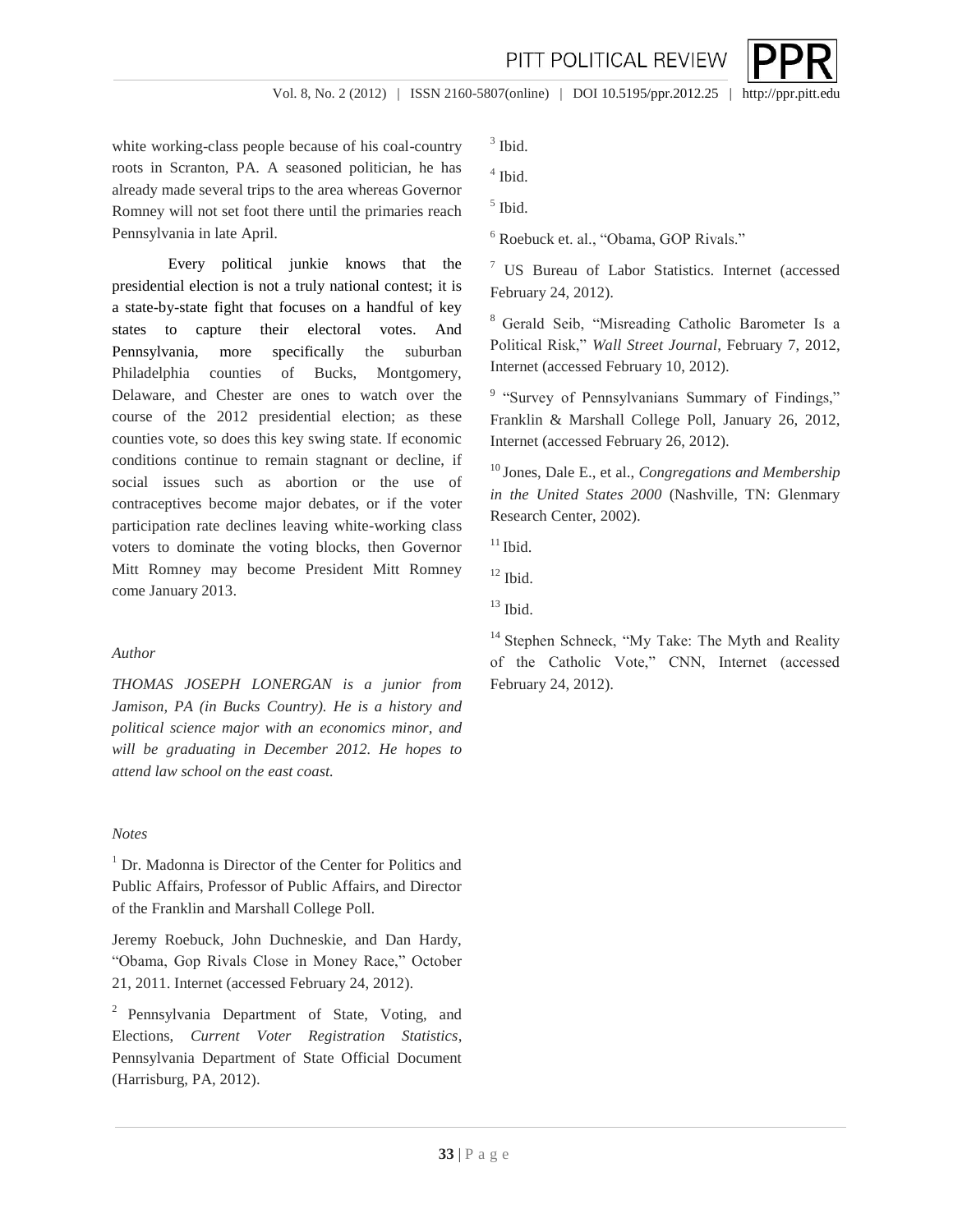white working-class people because of his coal-country roots in Scranton, PA. A seasoned politician, he has already made several trips to the area whereas Governor Romney will not set foot there until the primaries reach Pennsylvania in late April.

Every political junkie knows that the presidential election is not a truly national contest; it is a state-by-state fight that focuses on a handful of key states to capture their electoral votes. And Pennsylvania, more specifically the suburban Philadelphia counties of Bucks, Montgomery, Delaware, and Chester are ones to watch over the course of the 2012 presidential election; as these counties vote, so does this key swing state. If economic conditions continue to remain stagnant or decline, if social issues such as abortion or the use of contraceptives become major debates, or if the voter participation rate declines leaving white-working class voters to dominate the voting blocks, then Governor Mitt Romney may become President Mitt Romney come January 2013.

*Author*

*THOMAS JOSEPH LONERGAN is a junior from Jamison, PA (in Bucks Country). He is a history and political science major with an economics minor, and will be graduating in December 2012. He hopes to attend law school on the east coast.*

*Notes*

[1] Dr. Madonna is Director of the Center for Politics and Public Affairs, Professor of Public Affairs, and Director of the Franklin and Marshall College Poll.

Jeremy Roebuck, John Duchneskie, and Dan Hardy, "Obama, Gop Rivals Close in Money Race," October 21, 2011. Internet (accessed February 24, 2012).

[2] Pennsylvania Department of State, Voting, and Elections, *Current Voter Registration Statistics*, Pennsylvania Department of State Official Document (Harrisburg, PA, 2012).

[3] Ibid.

[4] Ibid.

[5] Ibid.

[6] Roebuck et. al., "Obama, GOP Rivals."

[7] US Bureau of Labor Statistics. Internet (accessed February 24, 2012).

[8] Gerald Seib, "Misreading Catholic Barometer Is a Political Risk," *Wall Street Journal*, February 7, 2012, Internet (accessed February 10, 2012).

[9] "Survey of Pennsylvanians Summary of Findings," Franklin & Marshall College Poll, January 26, 2012, Internet (accessed February 26, 2012).

[10] Jones, Dale E., et al., *Congregations and Membership in the United States 2000* (Nashville, TN: Glenmary Research Center, 2002).

[11] Ibid.

[12] Ibid.

[13] Ibid.

[14] Stephen Schneck, "My Take: The Myth and Reality of the Catholic Vote," CNN, Internet (accessed February 24, 2012).